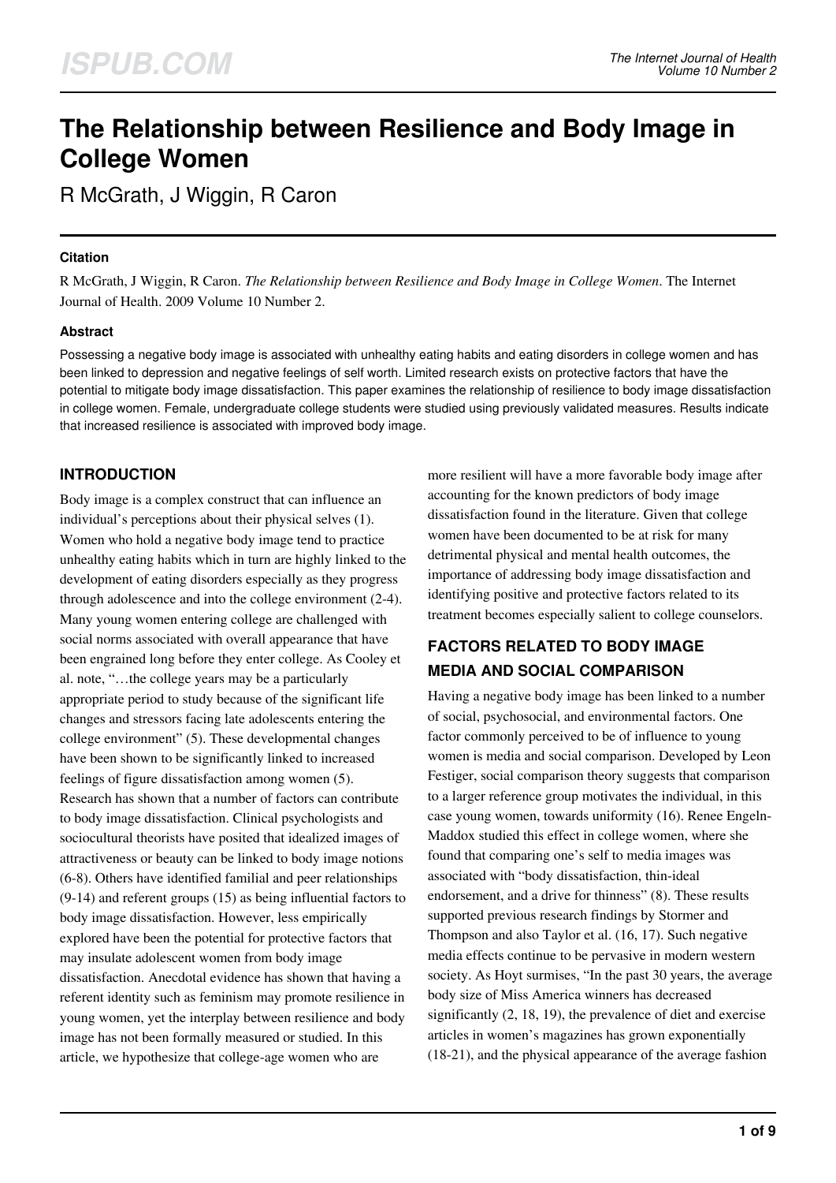# The Relationship between Resilience and Body Image in College Women

R McGrath, J Wiggin, R Caron

#### Citation

R McGrath, J Wiggin, R Caron. *The Relationship between Resilience and Body Image in College Women*. The Internet Journal of Health. 2009 Volume 10 Number 2.

#### Abstract

Possessing a negative body image is associated with unhealthy eating habits and eating disorders in college women and has been linked to depression and negative feelings of self worth. Limited research exists on protective factors that have the potential to mitigate body image dissatisfaction. This paper examines the relationship of resilience to body image dissatisfaction in college women. Female, undergraduate college students were studied using previously validated measures. Results indicate that increased resilience is associated with improved body image.

## INTRODUCTION

Body image is a complex construct that can influence an individual's perceptions about their physical selves (1). Women who hold a negative body image tend to practice unhealthy eating habits which in turn are highly linked to the development of eating disorders especially as they progress through adolescence and into the college environment (2-4). Many young women entering college are challenged with social norms associated with overall appearance that have been engrained long before they enter college. As Cooley et al. note, "…the college years may be a particularly appropriate period to study because of the significant life changes and stressors facing late adolescents entering the college environment" (5). These developmental changes have been shown to be significantly linked to increased feelings of figure dissatisfaction among women (5). Research has shown that a number of factors can contribute to body image dissatisfaction. Clinical psychologists and sociocultural theorists have posited that idealized images of attractiveness or beauty can be linked to body image notions (6-8). Others have identified familial and peer relationships (9-14) and referent groups (15) as being influential factors to body image dissatisfaction. However, less empirically explored have been the potential for protective factors that may insulate adolescent women from body image dissatisfaction. Anecdotal evidence has shown that having a referent identity such as feminism may promote resilience in young women, yet the interplay between resilience and body image has not been formally measured or studied. In this article, we hypothesize that college-age women who are more resilient will have a more favorable body image after accounting for the known predictors of body image dissatisfaction found in the literature. Given that college women have been documented to be at risk for many detrimental physical and mental health outcomes, the importance of addressing body image dissatisfaction and identifying positive and protective factors related to its treatment becomes especially salient to college counselors.

## FACTORS RELATED TO BODY IMAGE

### MEDIA AND SOCIAL COMPARISON

Having a negative body image has been linked to a number of social, psychosocial, and environmental factors. One factor commonly perceived to be of influence to young women is media and social comparison. Developed by Leon Festiger, social comparison theory suggests that comparison to a larger reference group motivates the individual, in this case young women, towards uniformity (16). Renee Engeln-Maddox studied this effect in college women, where she found that comparing one's self to media images was associated with "body dissatisfaction, thin-ideal endorsement, and a drive for thinness" (8). These results supported previous research findings by Stormer and Thompson and also Taylor et al. (16, 17). Such negative media effects continue to be pervasive in modern western society. As Hoyt surmises, "In the past 30 years, the average body size of Miss America winners has decreased significantly (2, 18, 19), the prevalence of diet and exercise articles in women's magazines has grown exponentially (18-21), and the physical appearance of the average fashion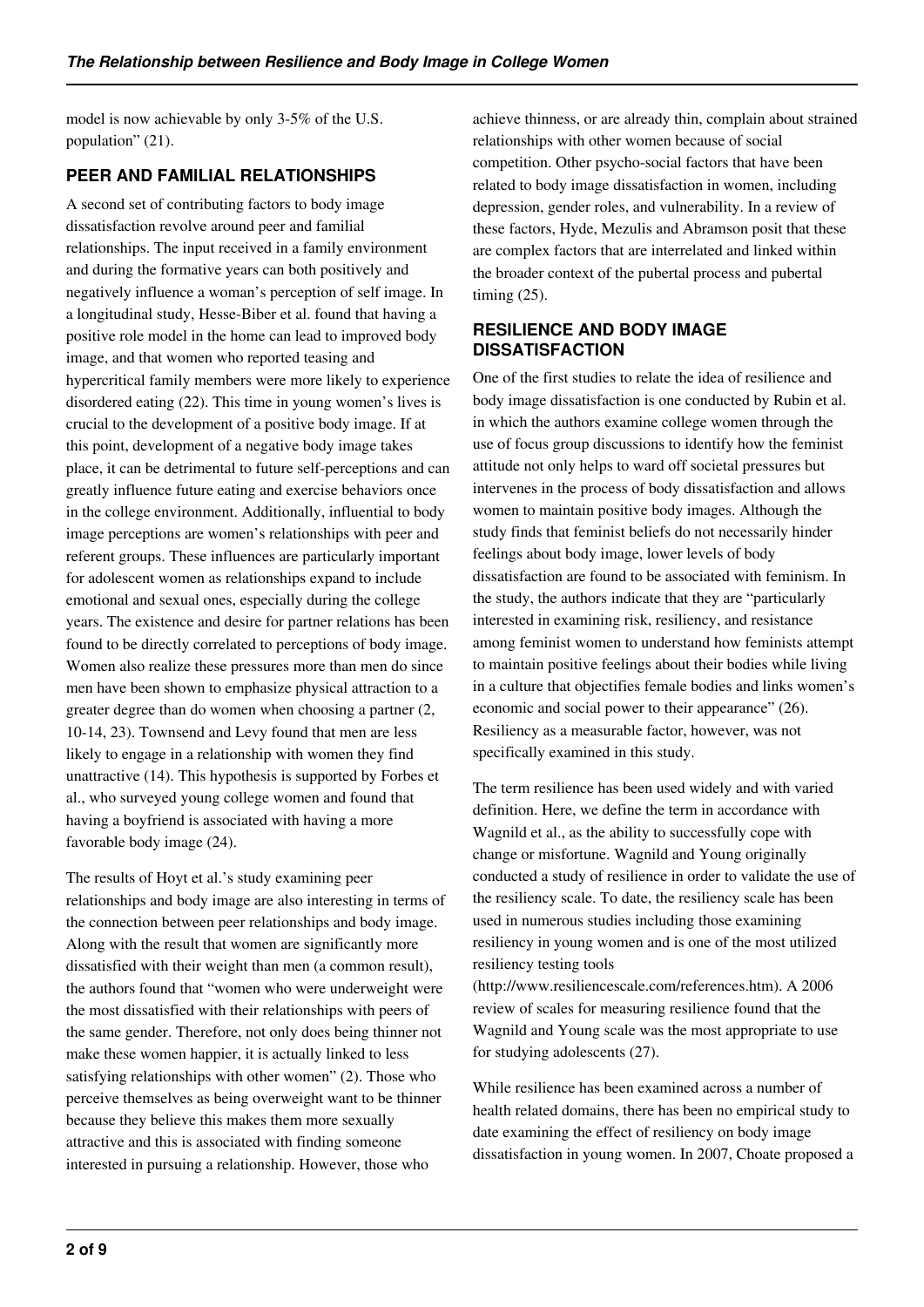model is now achievable by only 3-5% of the U.S. population" (21).

## PEER AND FAMILIAL RELATIONSHIPS

A second set of contributing factors to body image dissatisfaction revolve around peer and familial relationships. The input received in a family environment and during the formative years can both positively and negatively influence a woman's perception of self image. In a longitudinal study, Hesse-Biber et al. found that having a positive role model in the home can lead to improved body image, and that women who reported teasing and hypercritical family members were more likely to experience disordered eating (22). This time in young women's lives is crucial to the development of a positive body image. If at this point, development of a negative body image takes place, it can be detrimental to future self-perceptions and can greatly influence future eating and exercise behaviors once in the college environment. Additionally, influential to body image perceptions are women's relationships with peer and referent groups. These influences are particularly important for adolescent women as relationships expand to include emotional and sexual ones, especially during the college years. The existence and desire for partner relations has been found to be directly correlated to perceptions of body image. Women also realize these pressures more than men do since men have been shown to emphasize physical attraction to a greater degree than do women when choosing a partner (2, 10-14, 23). Townsend and Levy found that men are less likely to engage in a relationship with women they find unattractive (14). This hypothesis is supported by Forbes et al., who surveyed young college women and found that having a boyfriend is associated with having a more favorable body image (24).

The results of Hoyt et al.'s study examining peer relationships and body image are also interesting in terms of the connection between peer relationships and body image. Along with the result that women are significantly more dissatisfied with their weight than men (a common result), the authors found that "women who were underweight were the most dissatisfied with their relationships with peers of the same gender. Therefore, not only does being thinner not make these women happier, it is actually linked to less satisfying relationships with other women" (2). Those who perceive themselves as being overweight want to be thinner because they believe this makes them more sexually attractive and this is associated with finding someone interested in pursuing a relationship. However, those who achieve thinness, or are already thin, complain about strained relationships with other women because of social competition. Other psycho-social factors that have been related to body image dissatisfaction in women, including depression, gender roles, and vulnerability. In a review of these factors, Hyde, Mezulis and Abramson posit that these are complex factors that are interrelated and linked within the broader context of the pubertal process and pubertal timing (25).

## RESILIENCE AND BODY IMAGE DISSATISFACTION

One of the first studies to relate the idea of resilience and body image dissatisfaction is one conducted by Rubin et al. in which the authors examine college women through the use of focus group discussions to identify how the feminist attitude not only helps to ward off societal pressures but intervenes in the process of body dissatisfaction and allows women to maintain positive body images. Although the study finds that feminist beliefs do not necessarily hinder feelings about body image, lower levels of body dissatisfaction are found to be associated with feminism. In the study, the authors indicate that they are "particularly interested in examining risk, resiliency, and resistance among feminist women to understand how feminists attempt to maintain positive feelings about their bodies while living in a culture that objectifies female bodies and links women's economic and social power to their appearance" (26). Resiliency as a measurable factor, however, was not specifically examined in this study.

The term resilience has been used widely and with varied definition. Here, we define the term in accordance with Wagnild et al., as the ability to successfully cope with change or misfortune. Wagnild and Young originally conducted a study of resilience in order to validate the use of the resiliency scale. To date, the resiliency scale has been used in numerous studies including those examining resiliency in young women and is one of the most utilized resiliency testing tools (http://www.resiliencescale.com/references.htm). A 2006 review of scales for measuring resilience found that the Wagnild and Young scale was the most appropriate to use for studying adolescents (27).

While resilience has been examined across a number of health related domains, there has been no empirical study to date examining the effect of resiliency on body image dissatisfaction in young women. In 2007, Choate proposed a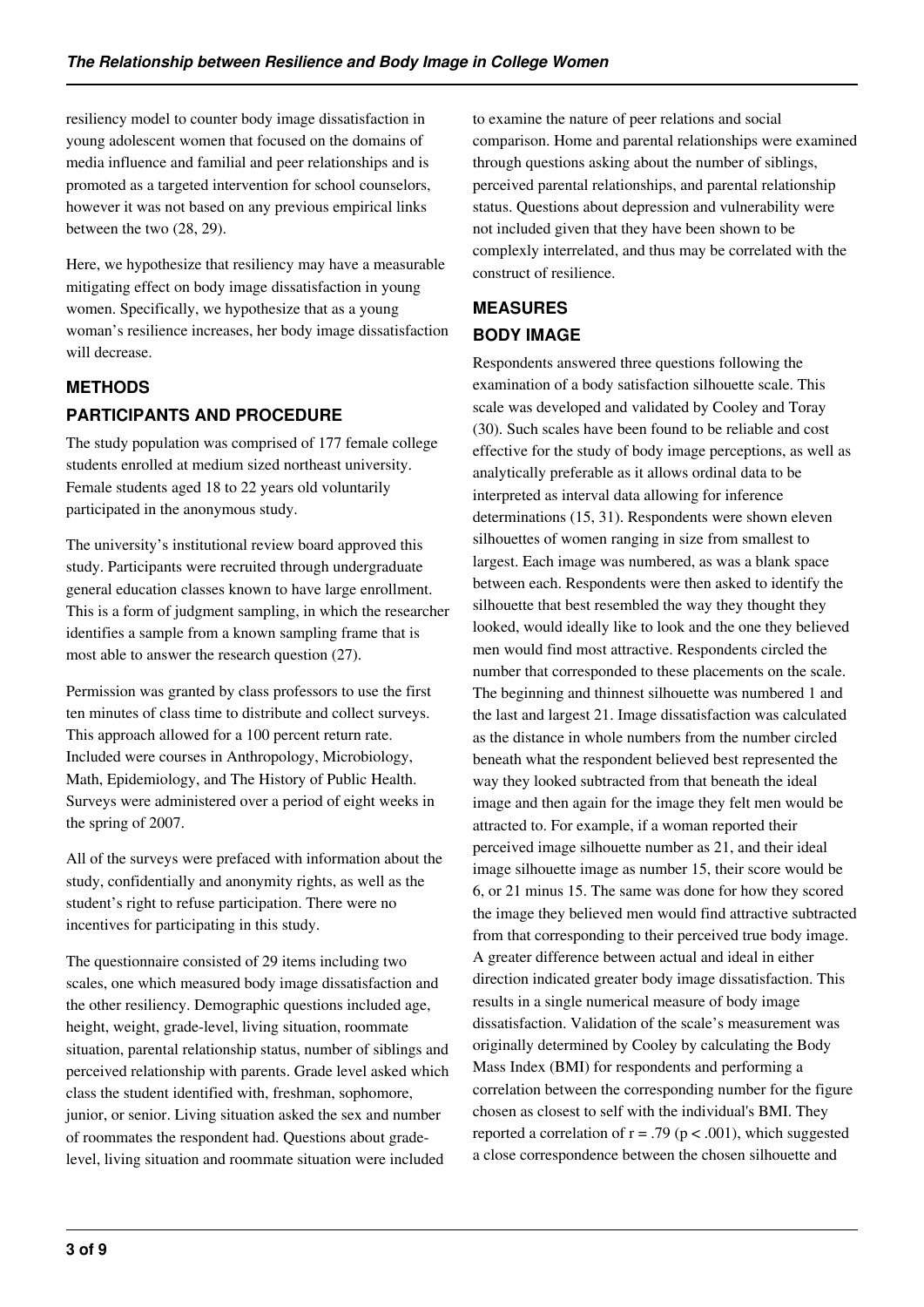resiliency model to counter body image dissatisfaction in young adolescent women that focused on the domains of media influence and familial and peer relationships and is promoted as a targeted intervention for school counselors, however it was not based on any previous empirical links between the two (28, 29).

Here, we hypothesize that resiliency may have a measurable mitigating effect on body image dissatisfaction in young women. Specifically, we hypothesize that as a young woman's resilience increases, her body image dissatisfaction will decrease.

## METHODS

### PARTICIPANTS AND PROCEDURE

The study population was comprised of 177 female college students enrolled at medium sized northeast university. Female students aged 18 to 22 years old voluntarily participated in the anonymous study.

The university's institutional review board approved this study. Participants were recruited through undergraduate general education classes known to have large enrollment. This is a form of judgment sampling, in which the researcher identifies a sample from a known sampling frame that is most able to answer the research question (27).

Permission was granted by class professors to use the first ten minutes of class time to distribute and collect surveys. This approach allowed for a 100 percent return rate. Included were courses in Anthropology, Microbiology, Math, Epidemiology, and The History of Public Health. Surveys were administered over a period of eight weeks in the spring of 2007.

All of the surveys were prefaced with information about the study, confidentially and anonymity rights, as well as the student's right to refuse participation. There were no incentives for participating in this study.

The questionnaire consisted of 29 items including two scales, one which measured body image dissatisfaction and the other resiliency. Demographic questions included age, height, weight, grade-level, living situation, roommate situation, parental relationship status, number of siblings and perceived relationship with parents. Grade level asked which class the student identified with, freshman, sophomore, junior, or senior. Living situation asked the sex and number of roommates the respondent had. Questions about grade-level, living situation and roommate situation were included to examine the nature of peer relations and social comparison. Home and parental relationships were examined through questions asking about the number of siblings, perceived parental relationships, and parental relationship status. Questions about depression and vulnerability were not included given that they have been shown to be complexly interrelated, and thus may be correlated with the construct of resilience.

## MEASURES

### BODY IMAGE

Respondents answered three questions following the examination of a body satisfaction silhouette scale. This scale was developed and validated by Cooley and Toray (30). Such scales have been found to be reliable and cost effective for the study of body image perceptions, as well as analytically preferable as it allows ordinal data to be interpreted as interval data allowing for inference determinations (15, 31). Respondents were shown eleven silhouettes of women ranging in size from smallest to largest. Each image was numbered, as was a blank space between each. Respondents were then asked to identify the silhouette that best resembled the way they thought they looked, would ideally like to look and the one they believed men would find most attractive. Respondents circled the number that corresponded to these placements on the scale. The beginning and thinnest silhouette was numbered 1 and the last and largest 21. Image dissatisfaction was calculated as the distance in whole numbers from the number circled beneath what the respondent believed best represented the way they looked subtracted from that beneath the ideal image and then again for the image they felt men would be attracted to. For example, if a woman reported their perceived image silhouette number as 21, and their ideal image silhouette image as number 15, their score would be 6, or 21 minus 15. The same was done for how they scored the image they believed men would find attractive subtracted from that corresponding to their perceived true body image. A greater difference between actual and ideal in either direction indicated greater body image dissatisfaction. This results in a single numerical measure of body image dissatisfaction. Validation of the scale's measurement was originally determined by Cooley by calculating the Body Mass Index (BMI) for respondents and performing a correlation between the corresponding number for the figure chosen as closest to self with the individual's BMI. They reported a correlation of $r = .79$ ($p < .001$), which suggested a close correspondence between the chosen silhouette and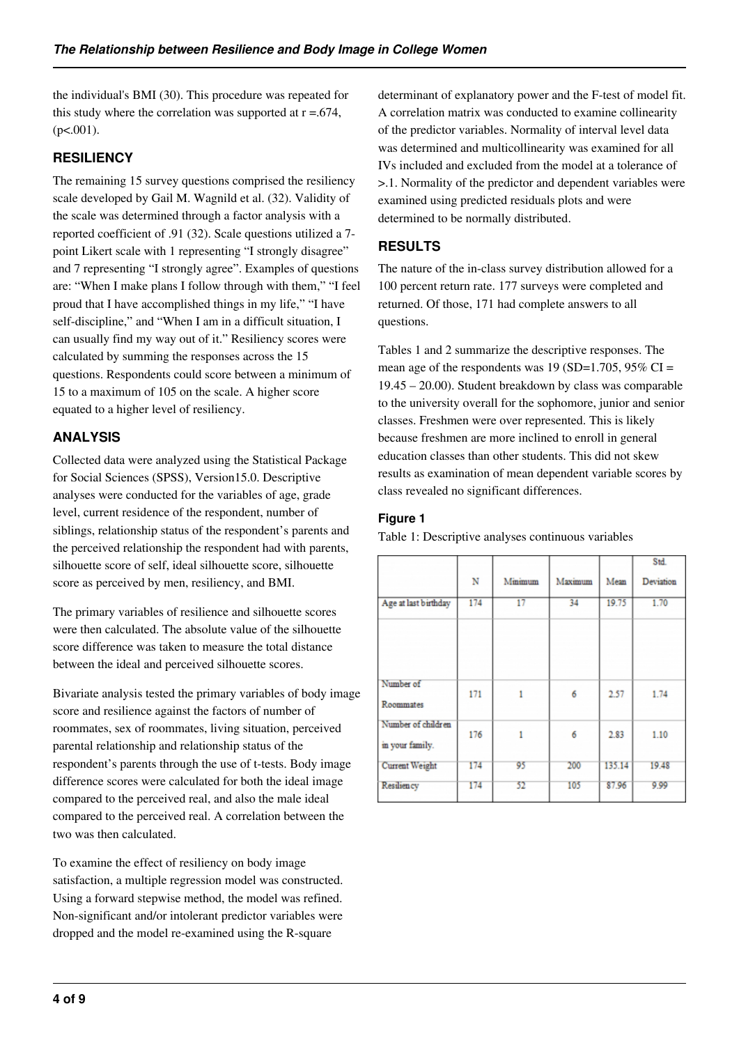the individual's BMI (30). This procedure was repeated for this study where the correlation was supported at r =.674, (p<.001).

## RESILIENCY

The remaining 15 survey questions comprised the resiliency scale developed by Gail M. Wagnild et al. (32). Validity of the scale was determined through a factor analysis with a reported coefficient of .91 (32). Scale questions utilized a 7-point Likert scale with 1 representing "I strongly disagree" and 7 representing "I strongly agree". Examples of questions are: "When I make plans I follow through with them," "I feel proud that I have accomplished things in my life," "I have self-discipline," and "When I am in a difficult situation, I can usually find my way out of it." Resiliency scores were calculated by summing the responses across the 15 questions. Respondents could score between a minimum of 15 to a maximum of 105 on the scale. A higher score equated to a higher level of resiliency.

## ANALYSIS

Collected data were analyzed using the Statistical Package for Social Sciences (SPSS), Version15.0. Descriptive analyses were conducted for the variables of age, grade level, current residence of the respondent, number of siblings, relationship status of the respondent's parents and the perceived relationship the respondent had with parents, silhouette score of self, ideal silhouette score, silhouette score as perceived by men, resiliency, and BMI.

The primary variables of resilience and silhouette scores were then calculated. The absolute value of the silhouette score difference was taken to measure the total distance between the ideal and perceived silhouette scores.

Bivariate analysis tested the primary variables of body image score and resilience against the factors of number of roommates, sex of roommates, living situation, perceived parental relationship and relationship status of the respondent's parents through the use of t-tests. Body image difference scores were calculated for both the ideal image compared to the perceived real, and also the male ideal compared to the perceived real. A correlation between the two was then calculated.

To examine the effect of resiliency on body image satisfaction, a multiple regression model was constructed. Using a forward stepwise method, the model was refined. Non-significant and/or intolerant predictor variables were dropped and the model re-examined using the R-square determinant of explanatory power and the F-test of model fit. A correlation matrix was conducted to examine collinearity of the predictor variables. Normality of interval level data was determined and multicollinearity was examined for all IVs included and excluded from the model at a tolerance of >.1. Normality of the predictor and dependent variables were examined using predicted residuals plots and were determined to be normally distributed.

## RESULTS

The nature of the in-class survey distribution allowed for a 100 percent return rate. 177 surveys were completed and returned. Of those, 171 had complete answers to all questions.

Tables 1 and 2 summarize the descriptive responses. The mean age of the respondents was 19 (SD=1.705, 95% CI = 19.45 – 20.00). Student breakdown by class was comparable to the university overall for the sophomore, junior and senior classes. Freshmen were over represented. This is likely because freshmen are more inclined to enroll in general education classes than other students. This did not skew results as examination of mean dependent variable scores by class revealed no significant differences.

### Figure 1

Table 1: Descriptive analyses continuous variables

| | N | Minimum | Maximum | Mean | Std. Deviation |
|---|---|---|---|---|---|
| Age at last birthday | 174 | 17 | 34 | 19.75 | 1.70 |
| | | | | | |
| Number of Roommates | 171 | 1 | 6 | 2.57 | 1.74 |
| Number of children in your family. | 176 | 1 | 6 | 2.83 | 1.10 |
| Current Weight | 174 | 95 | 200 | 135.14 | 19.48 |
| Resiliency | 174 | 52 | 105 | 87.96 | 9.99 |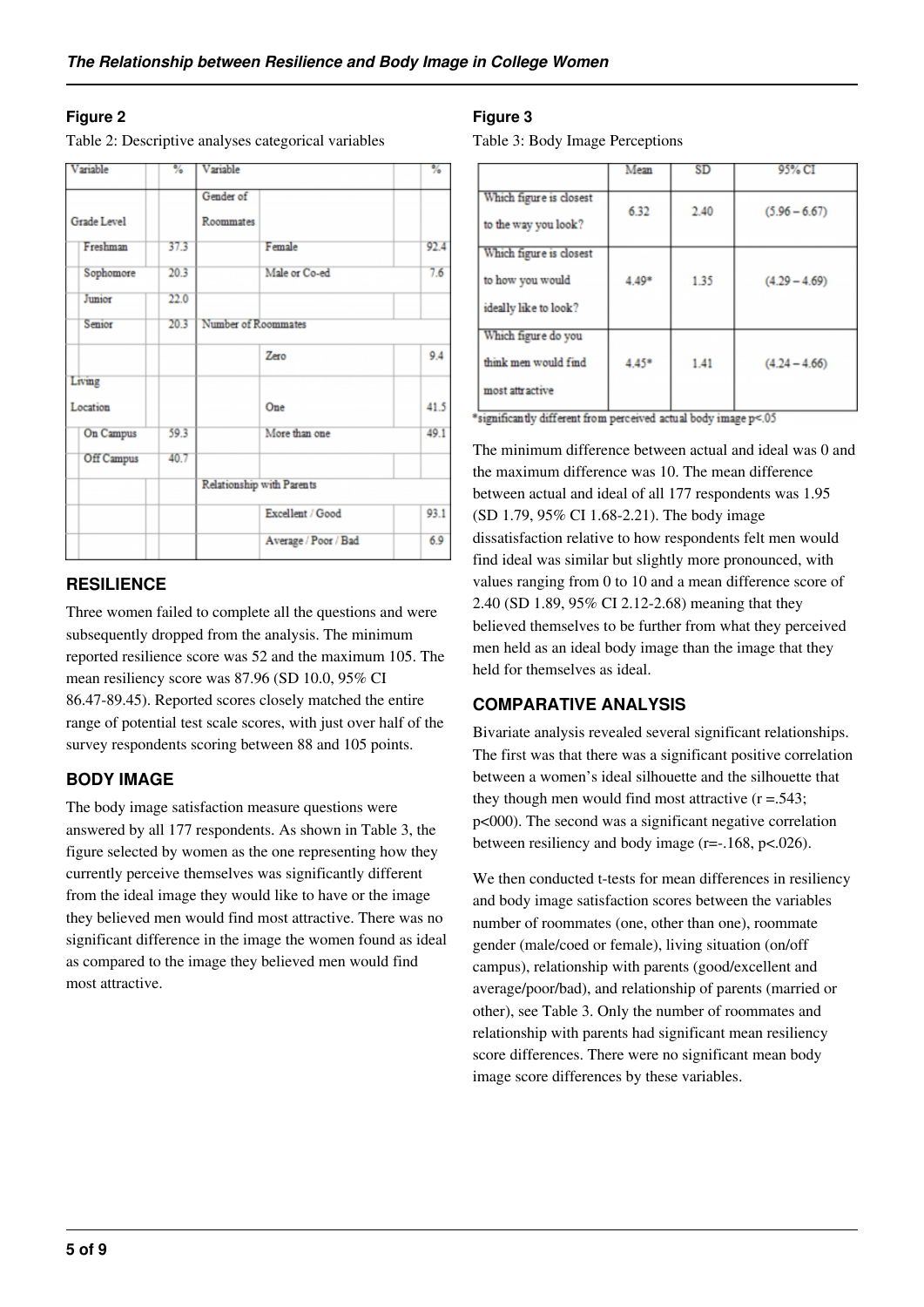**Figure 2**

Table 2: Descriptive analyses categorical variables

| Variable | % | Variable | | % |
|---|---|---|---|---|
| Grade Level | | Gender of Roommates | | |
| Freshman | 37.3 | | Female | 92.4 |
| Sophomore | 20.3 | | Male or Co-ed | 7.6 |
| Junior | 22.0 | | | |
| Senior | 20.3 | Number of Roommates | | |
| | | | Zero | 9.4 |
| Living Location | | | One | 41.5 |
| On Campus | 59.3 | | More than one | 49.1 |
| Off Campus | 40.7 | | | |
| | | Relationship with Parents | | |
| | | | Excellent / Good | 93.1 |
| | | | Average / Poor / Bad | 6.9 |

## RESILIENCE

Three women failed to complete all the questions and were subsequently dropped from the analysis. The minimum reported resilience score was 52 and the maximum 105. The mean resiliency score was 87.96 (SD 10.0, 95% CI 86.47-89.45). Reported scores closely matched the entire range of potential test scale scores, with just over half of the survey respondents scoring between 88 and 105 points.

## BODY IMAGE

The body image satisfaction measure questions were answered by all 177 respondents. As shown in Table 3, the figure selected by women as the one representing how they currently perceive themselves was significantly different from the ideal image they would like to have or the image they believed men would find most attractive. There was no significant difference in the image the women found as ideal as compared to the image they believed men would find most attractive.

**Figure 3**

Table 3: Body Image Perceptions

| | Mean | SD | 95% CI |
|---|---|---|---|
| Which figure is closest to the way you look? | 6.32 | 2.40 | (5.96 – 6.67) |
| Which figure is closest to how you would ideally like to look? | 4.49* | 1.35 | (4.29 – 4.69) |
| Which figure do you think men would find most attractive | 4.45* | 1.41 | (4.24 – 4.66) |

*significantly different from perceived actual body image $p<.05$

The minimum difference between actual and ideal was 0 and the maximum difference was 10. The mean difference between actual and ideal of all 177 respondents was 1.95 (SD 1.79, 95% CI 1.68-2.21). The body image dissatisfaction relative to how respondents felt men would find ideal was similar but slightly more pronounced, with values ranging from 0 to 10 and a mean difference score of 2.40 (SD 1.89, 95% CI 2.12-2.68) meaning that they believed themselves to be further from what they perceived men held as an ideal body image than the image that they held for themselves as ideal.

## COMPARATIVE ANALYSIS

Bivariate analysis revealed several significant relationships. The first was that there was a significant positive correlation between a women's ideal silhouette and the silhouette that they though men would find most attractive ($r = .543$; $p<000$). The second was a significant negative correlation between resiliency and body image ($r=-.168$, $p<.026$).

We then conducted t-tests for mean differences in resiliency and body image satisfaction scores between the variables number of roommates (one, other than one), roommate gender (male/coed or female), living situation (on/off campus), relationship with parents (good/excellent and average/poor/bad), and relationship of parents (married or other), see Table 3. Only the number of roommates and relationship with parents had significant mean resiliency score differences. There were no significant mean body image score differences by these variables.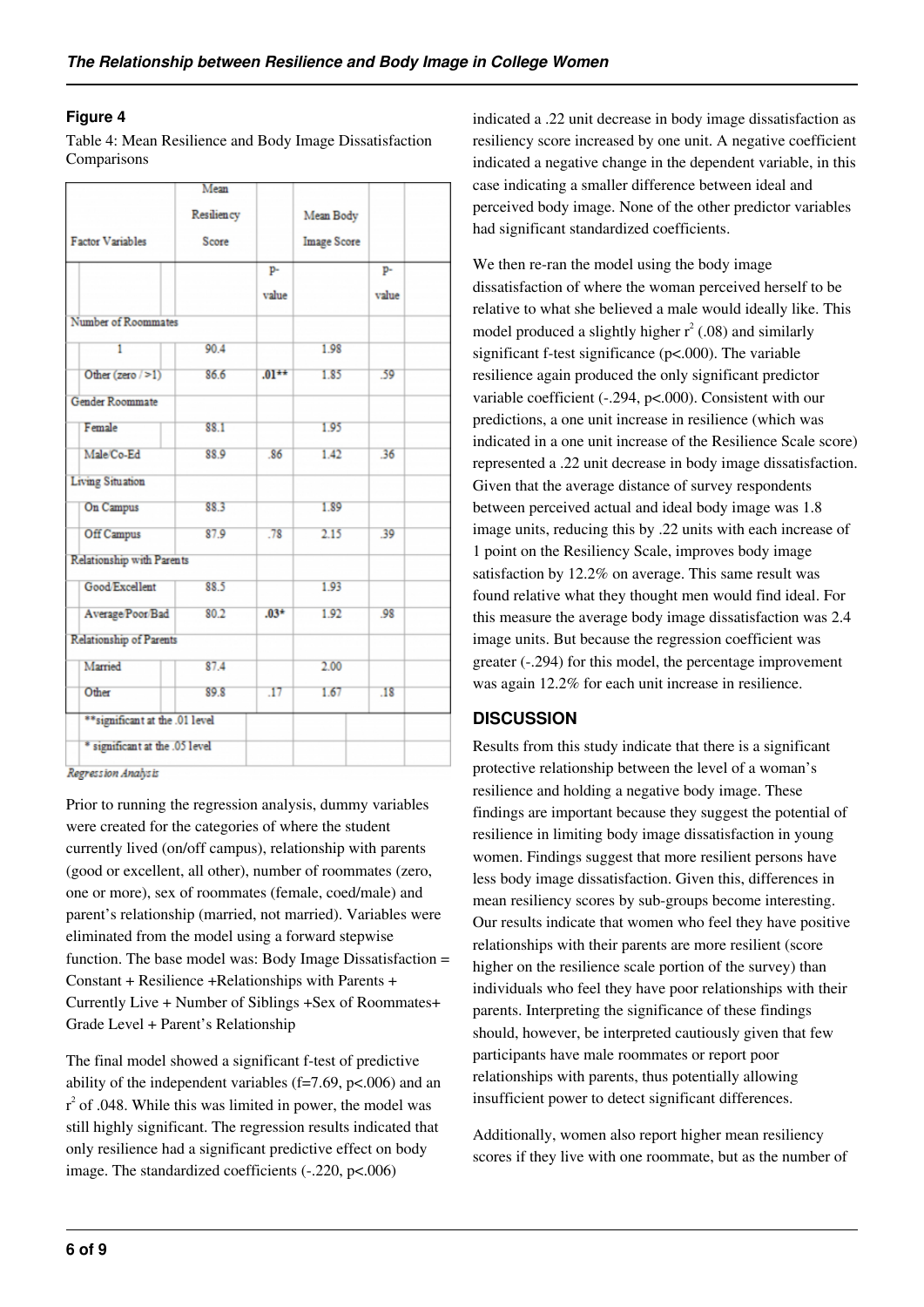### Figure 4

Table 4: Mean Resilience and Body Image Dissatisfaction Comparisons

| Factor Variables | Mean Resiliency Score | p-value | Mean Body Image Score | p-value |
|---|---|---|---|---|
| Number of Roommates | | | | |
| 1 | 90.4 | | 1.98 | |
| Other (zero / >1) | 86.6 | .01** | 1.85 | .59 |
| Gender Roommate | | | | |
| Female | 88.1 | | 1.95 | |
| Male/Co-Ed | 88.9 | .86 | 1.42 | .36 |
| Living Situation | | | | |
| On Campus | 88.3 | | 1.89 | |
| Off Campus | 87.9 | .78 | 2.15 | .39 |
| Relationship with Parents | | | | |
| Good/Excellent | 88.5 | | 1.93 | |
| Average/Poor/Bad | 80.2 | .03* | 1.92 | .98 |
| Relationship of Parents | | | | |
| Married | 87.4 | | 2.00 | |
| Other | 89.8 | .17 | 1.67 | .18 |
| **significant at the .01 level | | | | |
| * significant at the .05 level | | | | |

*Regression Analysis*

Prior to running the regression analysis, dummy variables were created for the categories of where the student currently lived (on/off campus), relationship with parents (good or excellent, all other), number of roommates (zero, one or more), sex of roommates (female, coed/male) and parent's relationship (married, not married). Variables were eliminated from the model using a forward stepwise function. The base model was: Body Image Dissatisfaction = Constant + Resilience +Relationships with Parents + Currently Live + Number of Siblings +Sex of Roommates+ Grade Level + Parent's Relationship

The final model showed a significant f-test of predictive ability of the independent variables (f=7.69, $p<.006$) and an $r^2$ of .048. While this was limited in power, the model was still highly significant. The regression results indicated that only resilience had a significant predictive effect on body image. The standardized coefficients (-.220, $p<.006$) indicated a .22 unit decrease in body image dissatisfaction as resiliency score increased by one unit. A negative coefficient indicated a negative change in the dependent variable, in this case indicating a smaller difference between ideal and perceived body image. None of the other predictor variables had significant standardized coefficients.

We then re-ran the model using the body image dissatisfaction of where the woman perceived herself to be relative to what she believed a male would ideally like. This model produced a slightly higher $r^2$ (.08) and similarly significant f-test significance ($p<.000$). The variable resilience again produced the only significant predictor variable coefficient (-.294, $p<.000$). Consistent with our predictions, a one unit increase in resilience (which was indicated in a one unit increase of the Resilience Scale score) represented a .22 unit decrease in body image dissatisfaction. Given that the average distance of survey respondents between perceived actual and ideal body image was 1.8 image units, reducing this by .22 units with each increase of 1 point on the Resiliency Scale, improves body image satisfaction by 12.2% on average. This same result was found relative what they thought men would find ideal. For this measure the average body image dissatisfaction was 2.4 image units. But because the regression coefficient was greater (-.294) for this model, the percentage improvement was again 12.2% for each unit increase in resilience.

## DISCUSSION

Results from this study indicate that there is a significant protective relationship between the level of a woman's resilience and holding a negative body image. These findings are important because they suggest the potential of resilience in limiting body image dissatisfaction in young women. Findings suggest that more resilient persons have less body image dissatisfaction. Given this, differences in mean resiliency scores by sub-groups become interesting. Our results indicate that women who feel they have positive relationships with their parents are more resilient (score higher on the resilience scale portion of the survey) than individuals who feel they have poor relationships with their parents. Interpreting the significance of these findings should, however, be interpreted cautiously given that few participants have male roommates or report poor relationships with parents, thus potentially allowing insufficient power to detect significant differences.

Additionally, women also report higher mean resiliency scores if they live with one roommate, but as the number of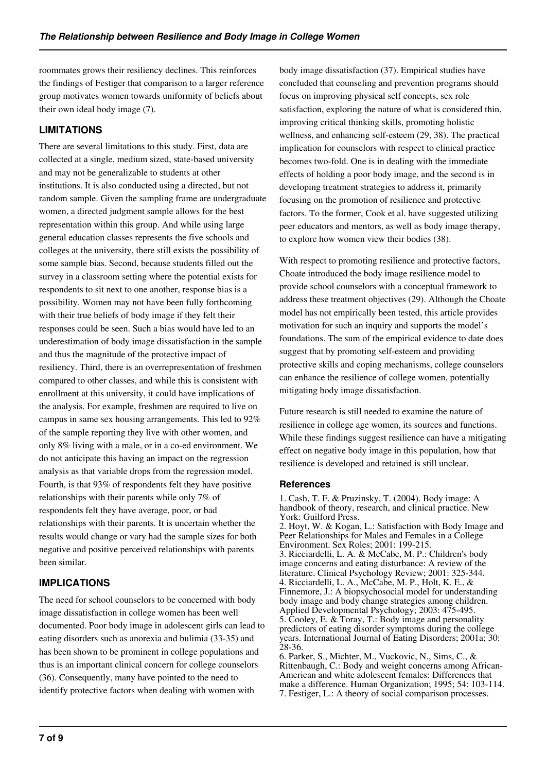roommates grows their resiliency declines. This reinforces the findings of Festiger that comparison to a larger reference group motivates women towards uniformity of beliefs about their own ideal body image (7).

## LIMITATIONS

There are several limitations to this study. First, data are collected at a single, medium sized, state-based university and may not be generalizable to students at other institutions. It is also conducted using a directed, but not random sample. Given the sampling frame are undergraduate women, a directed judgment sample allows for the best representation within this group. And while using large general education classes represents the five schools and colleges at the university, there still exists the possibility of some sample bias. Second, because students filled out the survey in a classroom setting where the potential exists for respondents to sit next to one another, response bias is a possibility. Women may not have been fully forthcoming with their true beliefs of body image if they felt their responses could be seen. Such a bias would have led to an underestimation of body image dissatisfaction in the sample and thus the magnitude of the protective impact of resiliency. Third, there is an overrepresentation of freshmen compared to other classes, and while this is consistent with enrollment at this university, it could have implications of the analysis. For example, freshmen are required to live on campus in same sex housing arrangements. This led to 92% of the sample reporting they live with other women, and only 8% living with a male, or in a co-ed environment. We do not anticipate this having an impact on the regression analysis as that variable drops from the regression model. Fourth, is that 93% of respondents felt they have positive relationships with their parents while only 7% of respondents felt they have average, poor, or bad relationships with their parents. It is uncertain whether the results would change or vary had the sample sizes for both negative and positive perceived relationships with parents been similar.

## IMPLICATIONS

The need for school counselors to be concerned with body image dissatisfaction in college women has been well documented. Poor body image in adolescent girls can lead to eating disorders such as anorexia and bulimia (33-35) and has been shown to be prominent in college populations and thus is an important clinical concern for college counselors (36). Consequently, many have pointed to the need to identify protective factors when dealing with women with body image dissatisfaction (37). Empirical studies have concluded that counseling and prevention programs should focus on improving physical self concepts, sex role satisfaction, exploring the nature of what is considered thin, improving critical thinking skills, promoting holistic wellness, and enhancing self-esteem (29, 38). The practical implication for counselors with respect to clinical practice becomes two-fold. One is in dealing with the immediate effects of holding a poor body image, and the second is in developing treatment strategies to address it, primarily focusing on the promotion of resilience and protective factors. To the former, Cook et al. have suggested utilizing peer educators and mentors, as well as body image therapy, to explore how women view their bodies (38).

With respect to promoting resilience and protective factors, Choate introduced the body image resilience model to provide school counselors with a conceptual framework to address these treatment objectives (29). Although the Choate model has not empirically been tested, this article provides motivation for such an inquiry and supports the model's foundations. The sum of the empirical evidence to date does suggest that by promoting self-esteem and providing protective skills and coping mechanisms, college counselors can enhance the resilience of college women, potentially mitigating body image dissatisfaction.

Future research is still needed to examine the nature of resilience in college age women, its sources and functions. While these findings suggest resilience can have a mitigating effect on negative body image in this population, how that resilience is developed and retained is still unclear.

### References

1. Cash, T. F. & Pruzinsky, T. (2004). Body image: A handbook of theory, research, and clinical practice. New York: Guilford Press.
2. Hoyt, W. & Kogan, L.: Satisfaction with Body Image and Peer Relationships for Males and Females in a College Environment. Sex Roles; 2001: 199-215.
3. Ricciardelli, L. A. & McCabe, M. P.: Children's body image concerns and eating disturbance: A review of the literature. Clinical Psychology Review; 2001: 325-344.
4. Ricciardelli, L. A., McCabe, M. P., Holt, K. E., & Finnemore, J.: A biopsychosocial model for understanding body image and body change strategies among children. Applied Developmental Psychology; 2003: 475-495.
5. Cooley, E. & Toray, T.: Body image and personality predictors of eating disorder symptoms during the college years. International Journal of Eating Disorders; 2001a; 30: 28-36.
6. Parker, S., Michter, M., Vuckovic, N., Sims, C., & Rittenbaugh, C.: Body and weight concerns among African-American and white adolescent females: Differences that make a difference. Human Organization; 1995; 54: 103-114.
7. Festiger, L.: A theory of social comparison processes.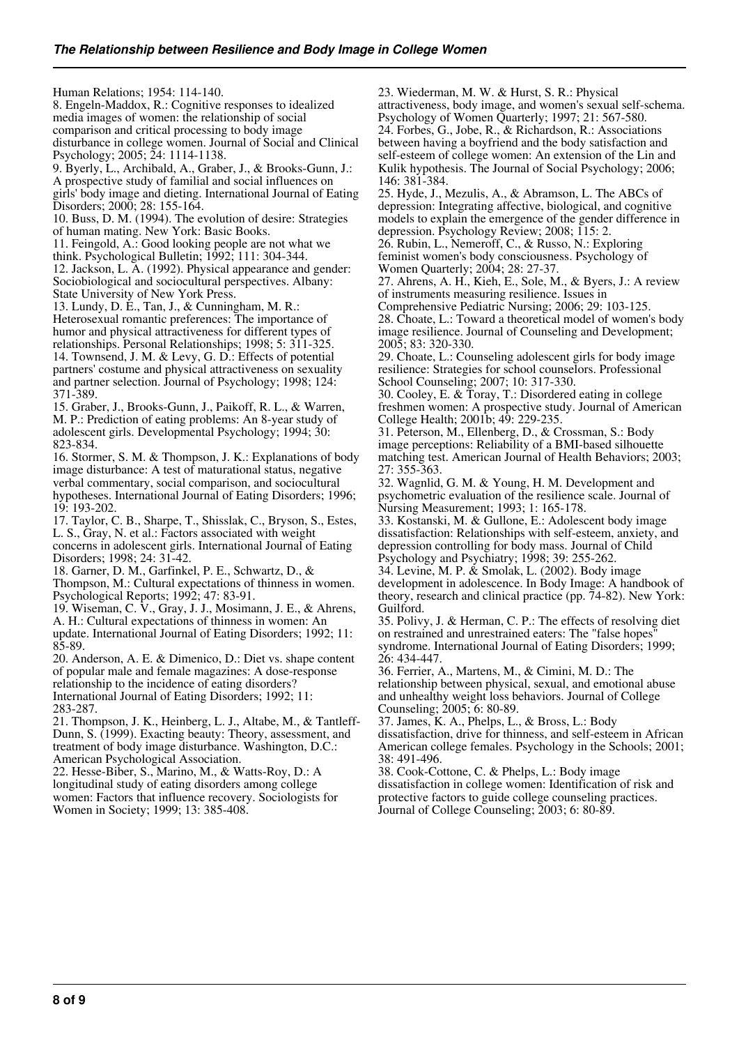Human Relations; 1954: 114-140.

8. Engeln-Maddox, R.: Cognitive responses to idealized media images of women: the relationship of social comparison and critical processing to body image disturbance in college women. Journal of Social and Clinical Psychology; 2005; 24: 1114-1138.

9. Byerly, L., Archibald, A., Graber, J., & Brooks-Gunn, J.: A prospective study of familial and social influences on girls' body image and dieting. International Journal of Eating Disorders; 2000; 28: 155-164.

10. Buss, D. M. (1994). The evolution of desire: Strategies of human mating. New York: Basic Books.

11. Feingold, A.: Good looking people are not what we think. Psychological Bulletin; 1992; 111: 304-344.

12. Jackson, L. A. (1992). Physical appearance and gender: Sociobiological and sociocultural perspectives. Albany: State University of New York Press.

13. Lundy, D. E., Tan, J., & Cunningham, M. R.: Heterosexual romantic preferences: The importance of humor and physical attractiveness for different types of relationships. Personal Relationships; 1998; 5: 311-325.

14. Townsend, J. M. & Levy, G. D.: Effects of potential partners' costume and physical attractiveness on sexuality and partner selection. Journal of Psychology; 1998; 124: 371-389.

15. Graber, J., Brooks-Gunn, J., Paikoff, R. L., & Warren, M. P.: Prediction of eating problems: An 8-year study of adolescent girls. Developmental Psychology; 1994; 30: 823-834.

16. Stormer, S. M. & Thompson, J. K.: Explanations of body image disturbance: A test of maturational status, negative verbal commentary, social comparison, and sociocultural hypotheses. International Journal of Eating Disorders; 1996; 19: 193-202.

17. Taylor, C. B., Sharpe, T., Shisslak, C., Bryson, S., Estes, L. S., Gray, N. et al.: Factors associated with weight concerns in adolescent girls. International Journal of Eating Disorders; 1998; 24: 31-42.

18. Garner, D. M., Garfinkel, P. E., Schwartz, D., & Thompson, M.: Cultural expectations of thinness in women. Psychological Reports; 1992; 47: 83-91.

19. Wiseman, C. V., Gray, J. J., Mosimann, J. E., & Ahrens, A. H.: Cultural expectations of thinness in women: An update. International Journal of Eating Disorders; 1992; 11: 85-89.

20. Anderson, A. E. & Dimenico, D.: Diet vs. shape content of popular male and female magazines: A dose-response relationship to the incidence of eating disorders? International Journal of Eating Disorders; 1992; 11: 283-287.

21. Thompson, J. K., Heinberg, L. J., Altabe, M., & Tantleff-Dunn, S. (1999). Exacting beauty: Theory, assessment, and treatment of body image disturbance. Washington, D.C.: American Psychological Association.

22. Hesse-Biber, S., Marino, M., & Watts-Roy, D.: A longitudinal study of eating disorders among college women: Factors that influence recovery. Sociologists for Women in Society; 1999; 13: 385-408.

23. Wiederman, M. W. & Hurst, S. R.: Physical attractiveness, body image, and women's sexual self-schema. Psychology of Women Quarterly; 1997; 21: 567-580.

24. Forbes, G., Jobe, R., & Richardson, R.: Associations between having a boyfriend and the body satisfaction and self-esteem of college women: An extension of the Lin and Kulik hypothesis. The Journal of Social Psychology; 2006; 146: 381-384.

25. Hyde, J., Mezulis, A., & Abramson, L. The ABCs of depression: Integrating affective, biological, and cognitive models to explain the emergence of the gender difference in depression. Psychology Review; 2008; 115: 2.

26. Rubin, L., Nemeroff, C., & Russo, N.: Exploring feminist women's body consciousness. Psychology of Women Quarterly; 2004; 28: 27-37.

27. Ahrens, A. H., Kieh, E., Sole, M., & Byers, J.: A review of instruments measuring resilience. Issues in Comprehensive Pediatric Nursing; 2006; 29: 103-125.

28. Choate, L.: Toward a theoretical model of women's body image resilience. Journal of Counseling and Development; 2005; 83: 320-330.

29. Choate, L.: Counseling adolescent girls for body image resilience: Strategies for school counselors. Professional School Counseling; 2007; 10: 317-330.

30. Cooley, E. & Toray, T.: Disordered eating in college freshmen women: A prospective study. Journal of American College Health; 2001b; 49: 229-235.

31. Peterson, M., Ellenberg, D., & Crossman, S.: Body image perceptions: Reliability of a BMI-based silhouette matching test. American Journal of Health Behaviors; 2003; 27: 355-363.

32. Wagnlid, G. M. & Young, H. M. Development and psychometric evaluation of the resilience scale. Journal of Nursing Measurement; 1993; 1: 165-178.

33. Kostanski, M. & Gullone, E.: Adolescent body image dissatisfaction: Relationships with self-esteem, anxiety, and depression controlling for body mass. Journal of Child Psychology and Psychiatry; 1998; 39: 255-262.

34. Levine, M. P. & Smolak, L. (2002). Body image development in adolescence. In Body Image: A handbook of theory, research and clinical practice (pp. 74-82). New York: Guilford.

35. Polivy, J. & Herman, C. P.: The effects of resolving diet on restrained and unrestrained eaters: The "false hopes" syndrome. International Journal of Eating Disorders; 1999; 26: 434-447.

36. Ferrier, A., Martens, M., & Cimini, M. D.: The relationship between physical, sexual, and emotional abuse and unhealthy weight loss behaviors. Journal of College Counseling; 2005; 6: 80-89.

37. James, K. A., Phelps, L., & Bross, L.: Body dissatisfaction, drive for thinness, and self-esteem in African American college females. Psychology in the Schools; 2001; 38: 491-496.

38. Cook-Cottone, C. & Phelps, L.: Body image dissatisfaction in college women: Identification of risk and protective factors to guide college counseling practices. Journal of College Counseling; 2003; 6: 80-89.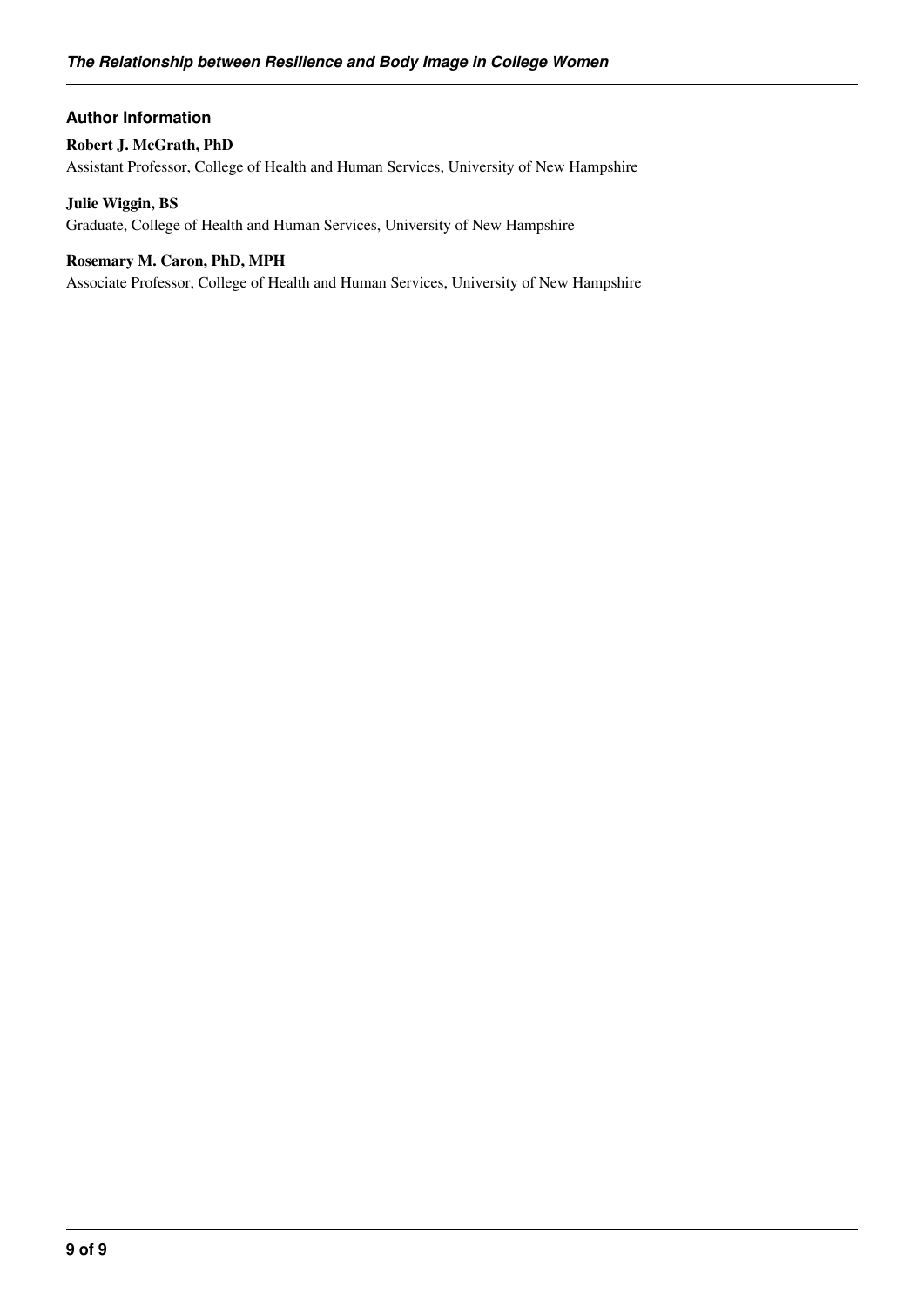## Author Information

**Robert J. McGrath, PhD**
Assistant Professor, College of Health and Human Services, University of New Hampshire

**Julie Wiggin, BS**
Graduate, College of Health and Human Services, University of New Hampshire

**Rosemary M. Caron, PhD, MPH**
Associate Professor, College of Health and Human Services, University of New Hampshire